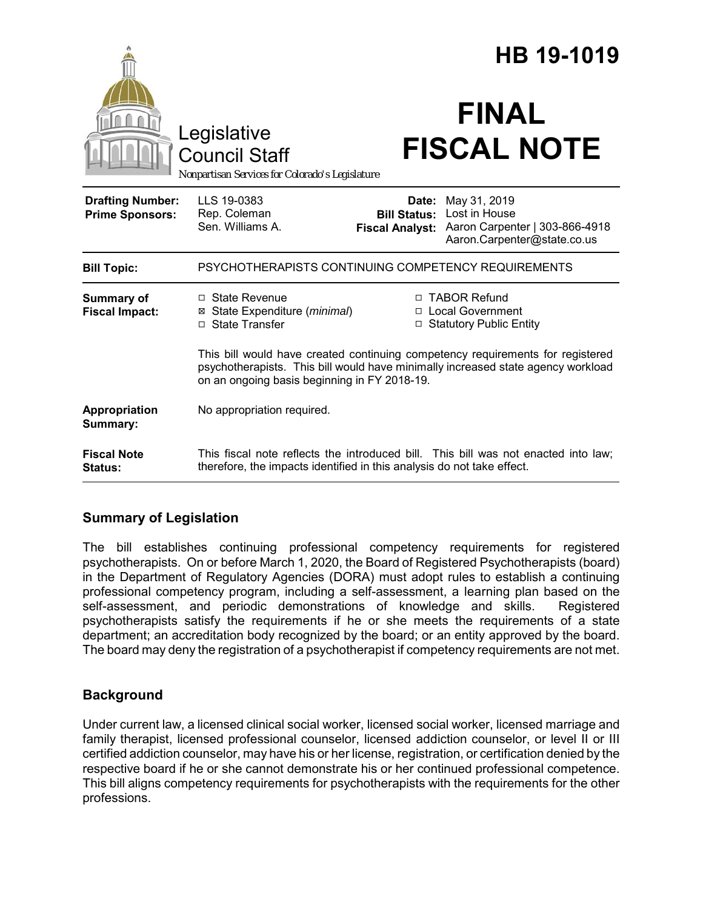# HB 19-1019

Legislative Council Staff

Nonpartisan Services for Colorado's Legislature

# FINAL FISCAL NOTE

| | | | |
|---|---|---|---|
| **Drafting Number:** | LLS 19-0383 | **Date:** | May 31, 2019 |
| **Prime Sponsors:** | Rep. Coleman<br>Sen. Williams A. | **Bill Status:** | Lost in House |
| | | **Fiscal Analyst:** | Aaron Carpenter \| 303-866-4918<br>Aaron.Carpenter@state.co.us |

| | |
|---|---|
| **Bill Topic:** | PSYCHOTHERAPISTS CONTINUING COMPETENCY REQUIREMENTS |
| **Summary of Fiscal Impact:** | ☐ State Revenue<br>☒ State Expenditure (*minimal*)<br>☐ State Transfer<br>☐ TABOR Refund<br>☐ Local Government<br>☐ Statutory Public Entity<br><br>This bill would have created continuing competency requirements for registered psychotherapists. This bill would have minimally increased state agency workload on an ongoing basis beginning in FY 2018-19. |
| **Appropriation Summary:** | No appropriation required. |
| **Fiscal Note Status:** | This fiscal note reflects the introduced bill. This bill was not enacted into law; therefore, the impacts identified in this analysis do not take effect. |

## Summary of Legislation

The bill establishes continuing professional competency requirements for registered psychotherapists. On or before March 1, 2020, the Board of Registered Psychotherapists (board) in the Department of Regulatory Agencies (DORA) must adopt rules to establish a continuing professional competency program, including a self-assessment, a learning plan based on the self-assessment, and periodic demonstrations of knowledge and skills. Registered psychotherapists satisfy the requirements if he or she meets the requirements of a state department; an accreditation body recognized by the board; or an entity approved by the board. The board may deny the registration of a psychotherapist if competency requirements are not met.

## Background

Under current law, a licensed clinical social worker, licensed social worker, licensed marriage and family therapist, licensed professional counselor, licensed addiction counselor, or level II or III certified addiction counselor, may have his or her license, registration, or certification denied by the respective board if he or she cannot demonstrate his or her continued professional competence. This bill aligns competency requirements for psychotherapists with the requirements for the other professions.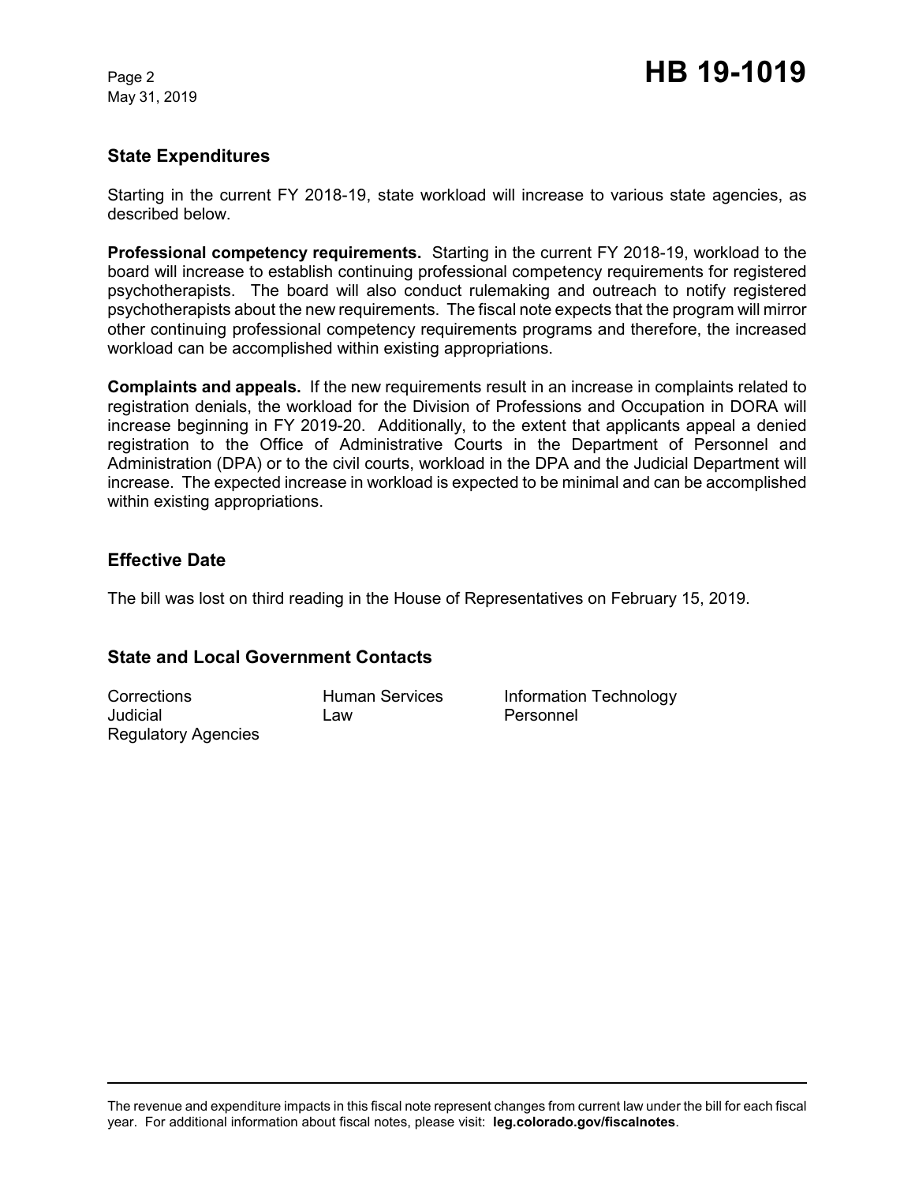## State Expenditures

Starting in the current FY 2018-19, state workload will increase to various state agencies, as described below.

**Professional competency requirements.** Starting in the current FY 2018-19, workload to the board will increase to establish continuing professional competency requirements for registered psychotherapists. The board will also conduct rulemaking and outreach to notify registered psychotherapists about the new requirements. The fiscal note expects that the program will mirror other continuing professional competency requirements programs and therefore, the increased workload can be accomplished within existing appropriations.

**Complaints and appeals.** If the new requirements result in an increase in complaints related to registration denials, the workload for the Division of Professions and Occupation in DORA will increase beginning in FY 2019-20. Additionally, to the extent that applicants appeal a denied registration to the Office of Administrative Courts in the Department of Personnel and Administration (DPA) or to the civil courts, workload in the DPA and the Judicial Department will increase. The expected increase in workload is expected to be minimal and can be accomplished within existing appropriations.

## Effective Date

The bill was lost on third reading in the House of Representatives on February 15, 2019.

## State and Local Government Contacts

| | | |
|---|---|---|
| Corrections | Human Services | Information Technology |
| Judicial | Law | Personnel |
| Regulatory Agencies | | |

The revenue and expenditure impacts in this fiscal note represent changes from current law under the bill for each fiscal year. For additional information about fiscal notes, please visit: **leg.colorado.gov/fiscalnotes**.